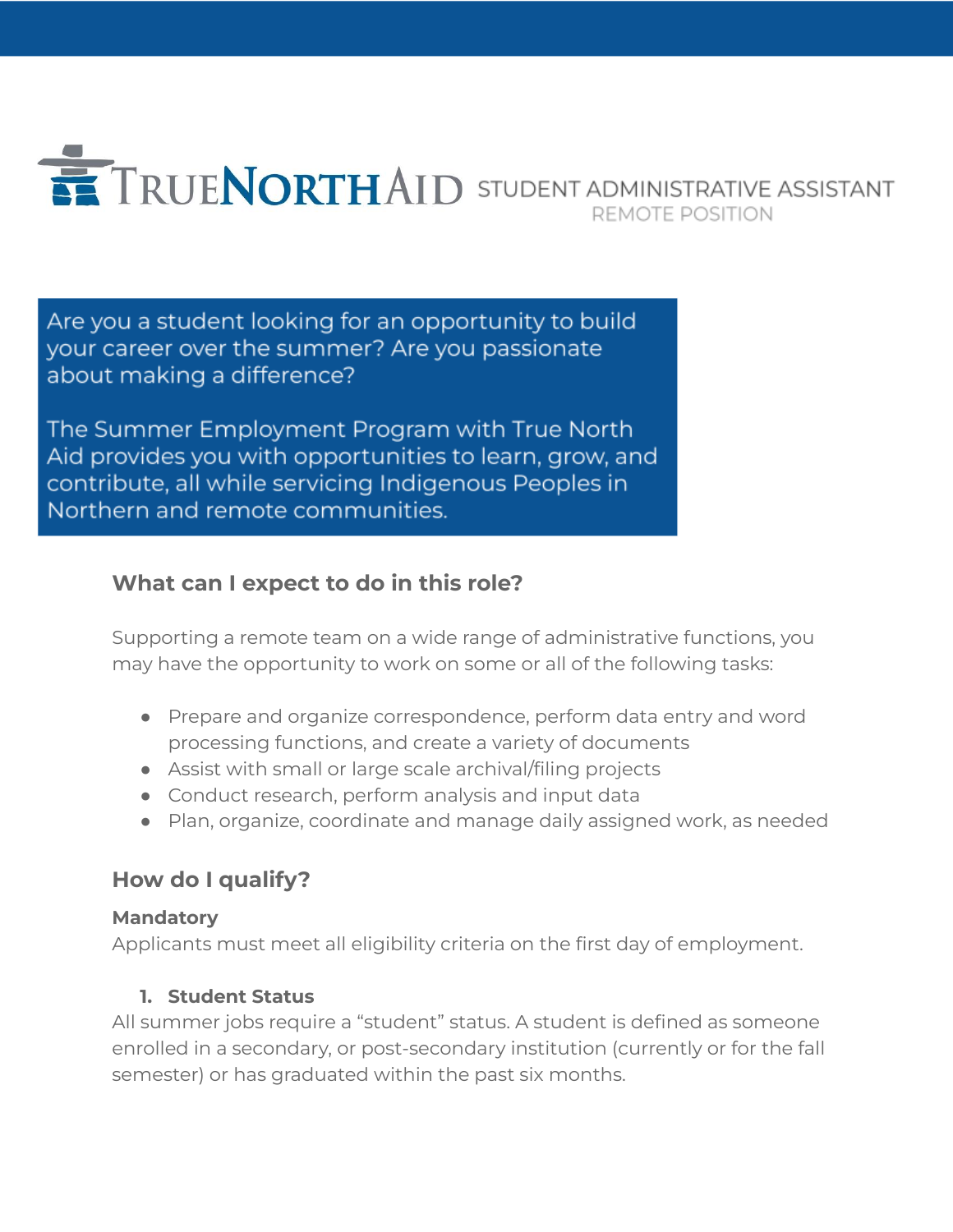# TRUENORTHAID STUDENT ADMINISTRATIVE ASSISTANT

REMOTE POSITION

Are you a student looking for an opportunity to build your career over the summer? Are you passionate about making a difference?

The Summer Employment Program with True North Aid provides you with opportunities to learn, grow, and contribute, all while servicing Indigenous Peoples in Northern and remote communities.

## What can I expect to do in this role?

Supporting a remote team on a wide range of administrative functions, you may have the opportunity to work on some or all of the following tasks:

- Prepare and organize correspondence, perform data entry and word processing functions, and create a variety of documents
- Assist with small or large scale archival/filing projects
- Conduct research, perform analysis and input data
- Plan, organize, coordinate and manage daily assigned work, as needed

## How do I qualify?

### Mandatory

Applicants must meet all eligibility criteria on the first day of employment.

1. **Student Status**

All summer jobs require a "student" status. A student is defined as someone enrolled in a secondary, or post-secondary institution (currently or for the fall semester) or has graduated within the past six months.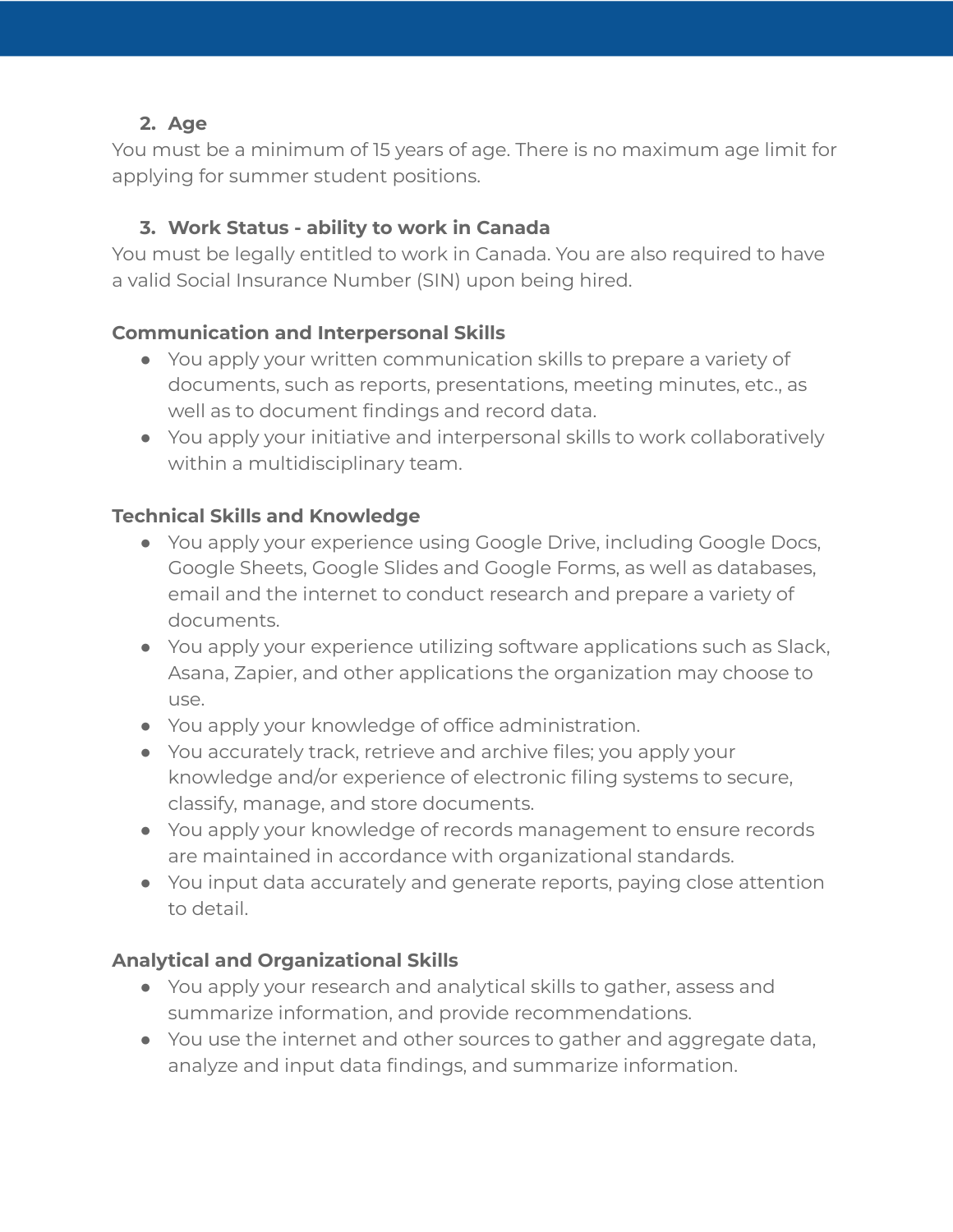2. **Age**

You must be a minimum of 15 years of age. There is no maximum age limit for applying for summer student positions.

3. **Work Status - ability to work in Canada**

You must be legally entitled to work in Canada. You are also required to have a valid Social Insurance Number (SIN) upon being hired.

**Communication and Interpersonal Skills**

- You apply your written communication skills to prepare a variety of documents, such as reports, presentations, meeting minutes, etc., as well as to document findings and record data.
- You apply your initiative and interpersonal skills to work collaboratively within a multidisciplinary team.

**Technical Skills and Knowledge**

- You apply your experience using Google Drive, including Google Docs, Google Sheets, Google Slides and Google Forms, as well as databases, email and the internet to conduct research and prepare a variety of documents.
- You apply your experience utilizing software applications such as Slack, Asana, Zapier, and other applications the organization may choose to use.
- You apply your knowledge of office administration.
- You accurately track, retrieve and archive files; you apply your knowledge and/or experience of electronic filing systems to secure, classify, manage, and store documents.
- You apply your knowledge of records management to ensure records are maintained in accordance with organizational standards.
- You input data accurately and generate reports, paying close attention to detail.

**Analytical and Organizational Skills**

- You apply your research and analytical skills to gather, assess and summarize information, and provide recommendations.
- You use the internet and other sources to gather and aggregate data, analyze and input data findings, and summarize information.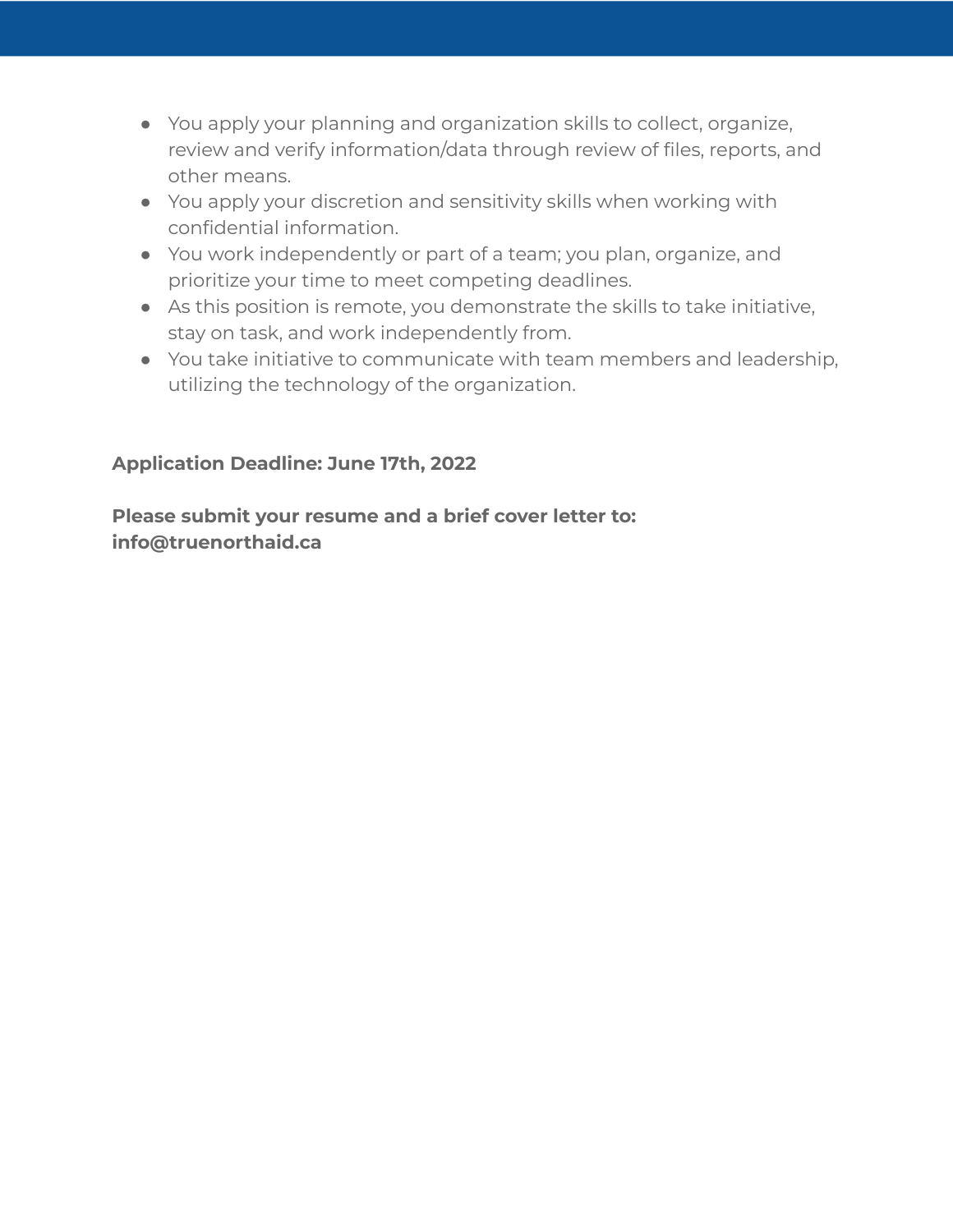- You apply your planning and organization skills to collect, organize, review and verify information/data through review of files, reports, and other means.
- You apply your discretion and sensitivity skills when working with confidential information.
- You work independently or part of a team; you plan, organize, and prioritize your time to meet competing deadlines.
- As this position is remote, you demonstrate the skills to take initiative, stay on task, and work independently from.
- You take initiative to communicate with team members and leadership, utilizing the technology of the organization.

**Application Deadline: June 17th, 2022**

**Please submit your resume and a brief cover letter to: info@truenorthaid.ca**